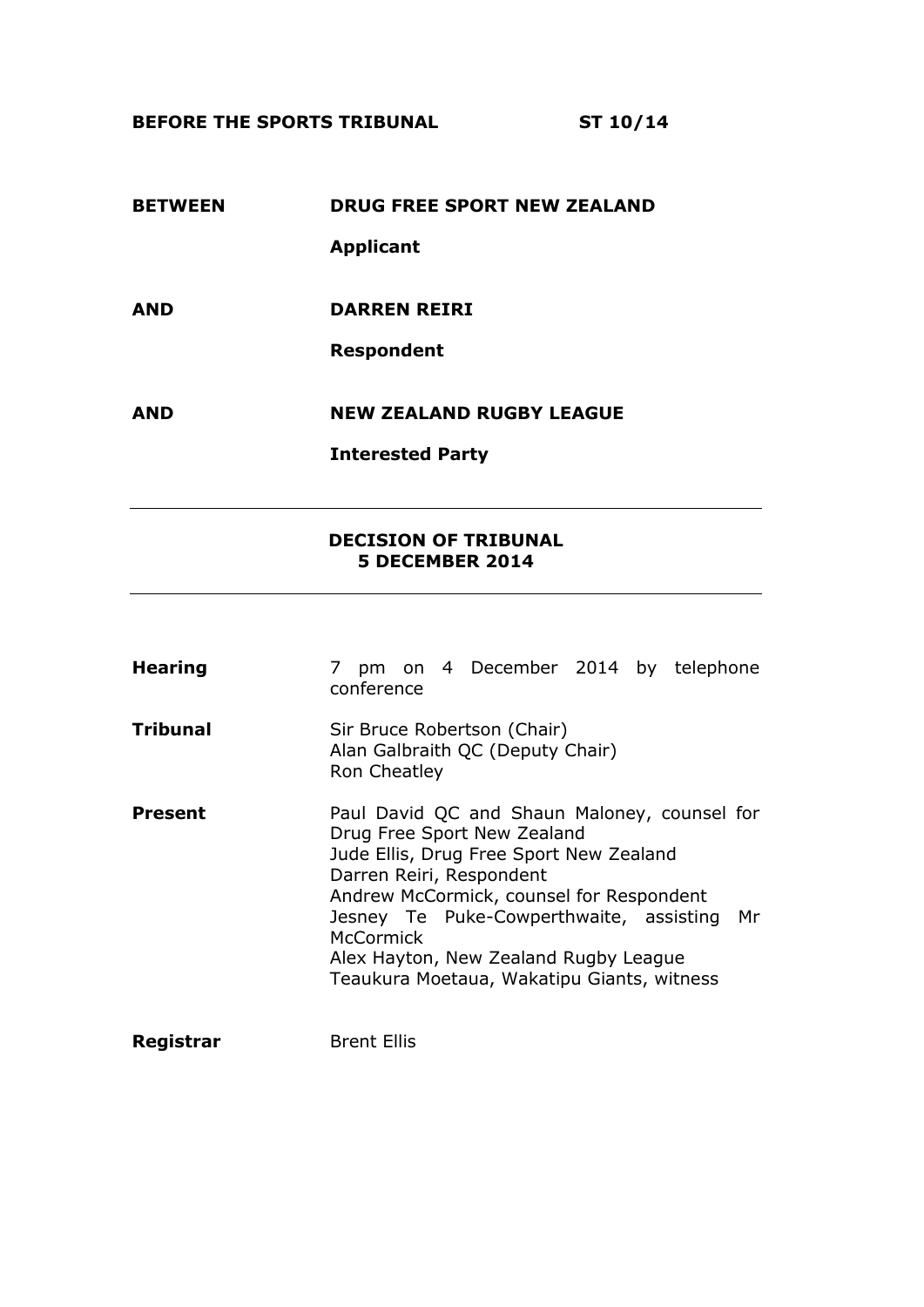**BEFORE THE SPORTS TRIBUNAL** **ST 10/14**

| | |
|---|---|
| **BETWEEN** | **DRUG FREE SPORT NEW ZEALAND** |
| | **Applicant** |
| **AND** | **DARREN REIRI** |
| | **Respondent** |
| **AND** | **NEW ZEALAND RUGBY LEAGUE** |
| | **Interested Party** |

---

**DECISION OF TRIBUNAL**
**5 DECEMBER 2014**

---

| | |
|---|---|
| **Hearing** | 7 pm on 4 December 2014 by telephone conference |
| **Tribunal** | Sir Bruce Robertson (Chair)<br>Alan Galbraith QC (Deputy Chair)<br>Ron Cheatley |
| **Present** | Paul David QC and Shaun Maloney, counsel for Drug Free Sport New Zealand<br>Jude Ellis, Drug Free Sport New Zealand<br>Darren Reiri, Respondent<br>Andrew McCormick, counsel for Respondent<br>Jesney Te Puke-Cowperthwaite, assisting Mr McCormick<br>Alex Hayton, New Zealand Rugby League<br>Teaukura Moetaua, Wakatipu Giants, witness |
| **Registrar** | Brent Ellis |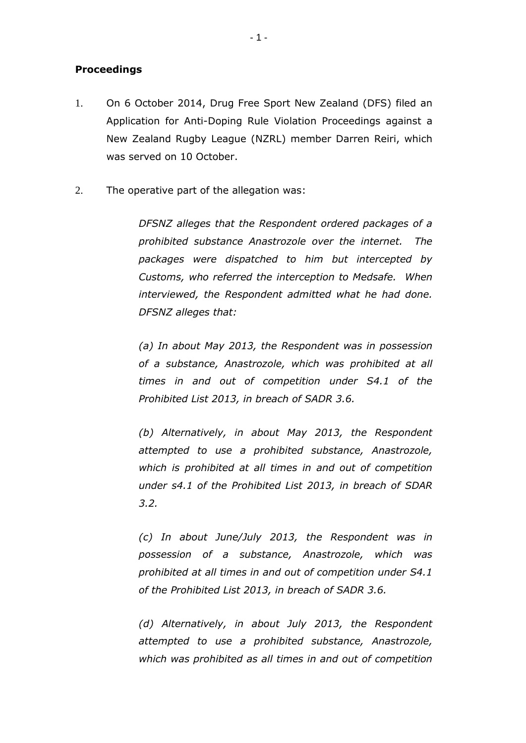## Proceedings

1. On 6 October 2014, Drug Free Sport New Zealand (DFS) filed an Application for Anti-Doping Rule Violation Proceedings against a New Zealand Rugby League (NZRL) member Darren Reiri, which was served on 10 October.

2. The operative part of the allegation was:

   *DFSNZ alleges that the Respondent ordered packages of a prohibited substance Anastrozole over the internet. The packages were dispatched to him but intercepted by Customs, who referred the interception to Medsafe. When interviewed, the Respondent admitted what he had done. DFSNZ alleges that:*

   *(a) In about May 2013, the Respondent was in possession of a substance, Anastrozole, which was prohibited at all times in and out of competition under S4.1 of the Prohibited List 2013, in breach of SADR 3.6.*

   *(b) Alternatively, in about May 2013, the Respondent attempted to use a prohibited substance, Anastrozole, which is prohibited at all times in and out of competition under s4.1 of the Prohibited List 2013, in breach of SDAR 3.2.*

   *(c) In about June/July 2013, the Respondent was in possession of a substance, Anastrozole, which was prohibited at all times in and out of competition under S4.1 of the Prohibited List 2013, in breach of SADR 3.6.*

   *(d) Alternatively, in about July 2013, the Respondent attempted to use a prohibited substance, Anastrozole, which was prohibited as all times in and out of competition*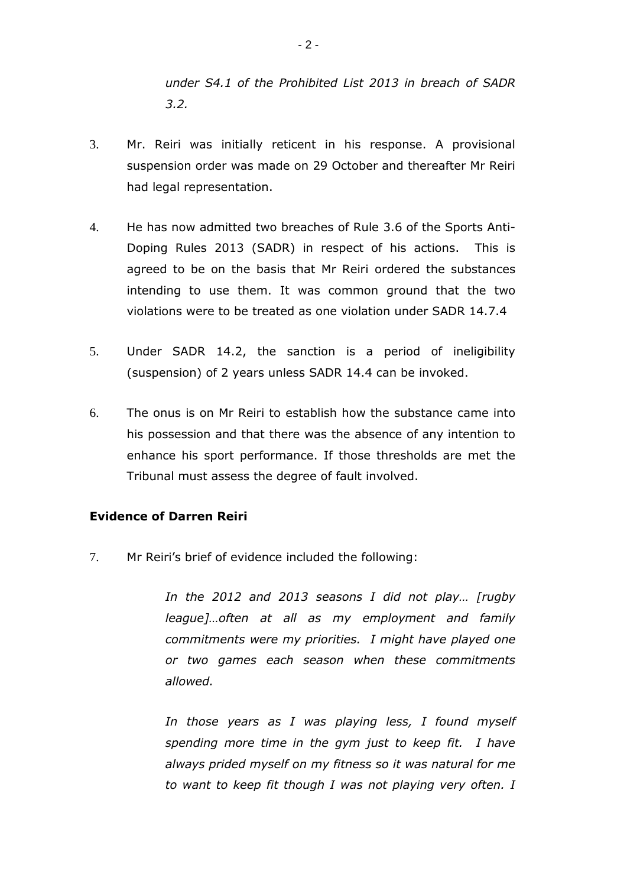*under S4.1 of the Prohibited List 2013 in breach of SADR 3.2.*

3. Mr. Reiri was initially reticent in his response. A provisional suspension order was made on 29 October and thereafter Mr Reiri had legal representation.

4. He has now admitted two breaches of Rule 3.6 of the Sports Anti-Doping Rules 2013 (SADR) in respect of his actions. This is agreed to be on the basis that Mr Reiri ordered the substances intending to use them. It was common ground that the two violations were to be treated as one violation under SADR 14.7.4

5. Under SADR 14.2, the sanction is a period of ineligibility (suspension) of 2 years unless SADR 14.4 can be invoked.

6. The onus is on Mr Reiri to establish how the substance came into his possession and that there was the absence of any intention to enhance his sport performance. If those thresholds are met the Tribunal must assess the degree of fault involved.

**Evidence of Darren Reiri**

7. Mr Reiri's brief of evidence included the following:

   *In the 2012 and 2013 seasons I did not play… [rugby league]…often at all as my employment and family commitments were my priorities. I might have played one or two games each season when these commitments allowed.*

   *In those years as I was playing less, I found myself spending more time in the gym just to keep fit. I have always prided myself on my fitness so it was natural for me to want to keep fit though I was not playing very often. I*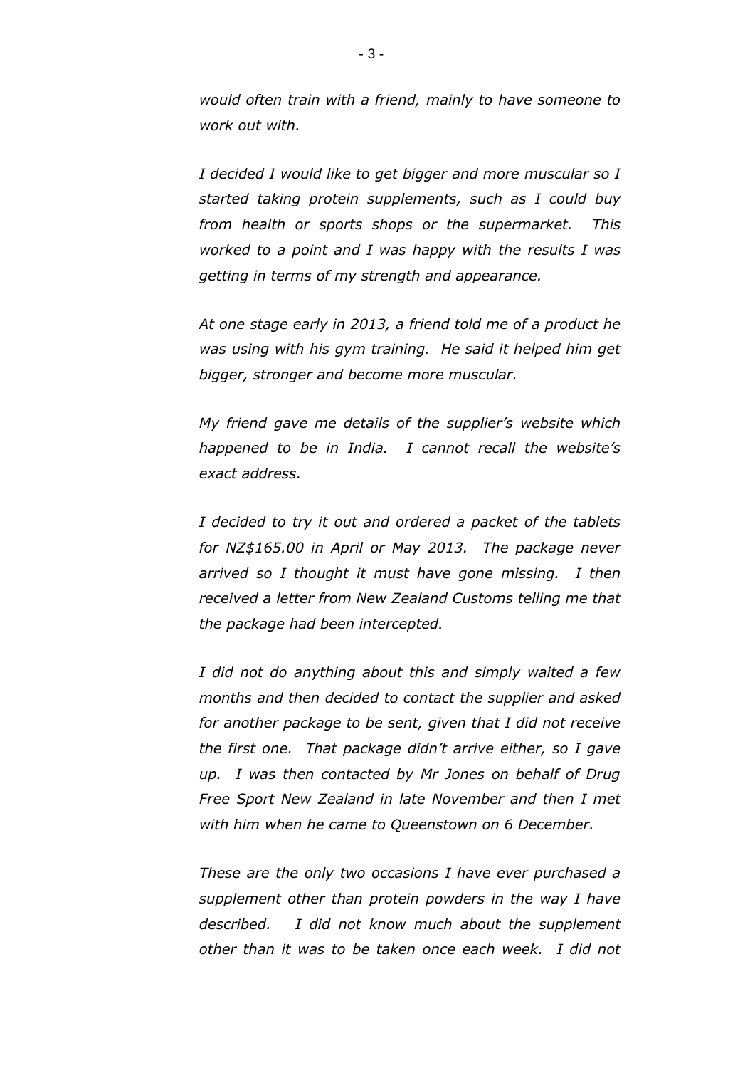*would often train with a friend, mainly to have someone to work out with.*

*I decided I would like to get bigger and more muscular so I started taking protein supplements, such as I could buy from health or sports shops or the supermarket. This worked to a point and I was happy with the results I was getting in terms of my strength and appearance.*

*At one stage early in 2013, a friend told me of a product he was using with his gym training. He said it helped him get bigger, stronger and become more muscular.*

*My friend gave me details of the supplier's website which happened to be in India. I cannot recall the website's exact address.*

*I decided to try it out and ordered a packet of the tablets for NZ$165.00 in April or May 2013. The package never arrived so I thought it must have gone missing. I then received a letter from New Zealand Customs telling me that the package had been intercepted.*

*I did not do anything about this and simply waited a few months and then decided to contact the supplier and asked for another package to be sent, given that I did not receive the first one. That package didn't arrive either, so I gave up. I was then contacted by Mr Jones on behalf of Drug Free Sport New Zealand in late November and then I met with him when he came to Queenstown on 6 December.*

*These are the only two occasions I have ever purchased a supplement other than protein powders in the way I have described. I did not know much about the supplement other than it was to be taken once each week. I did not*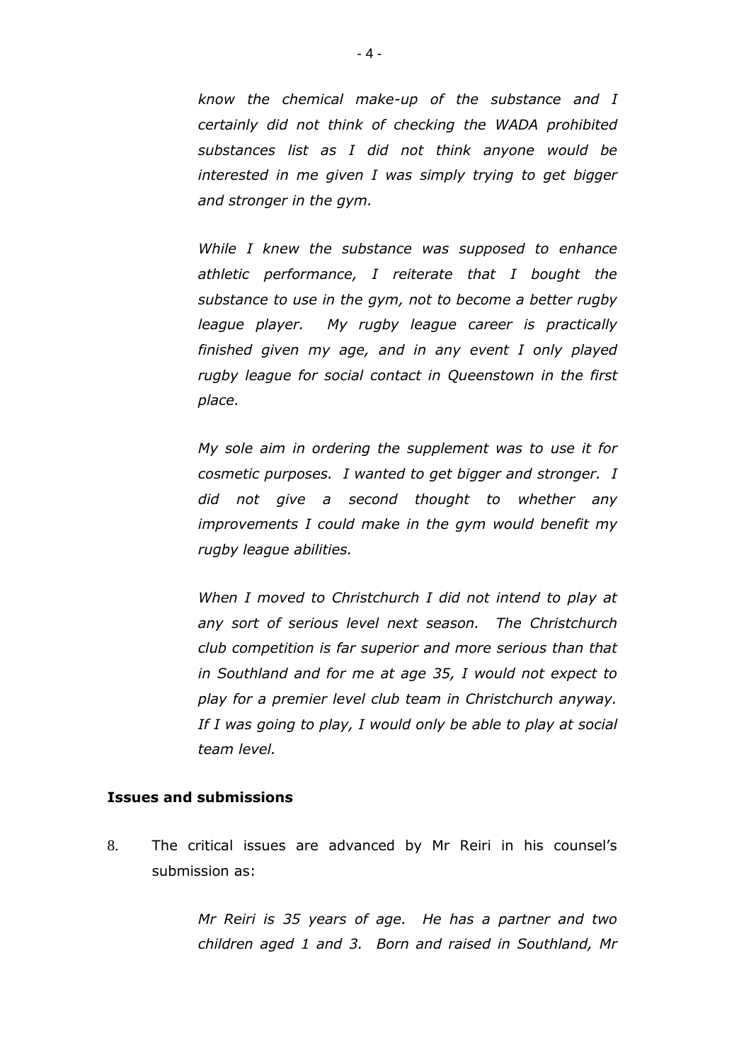*know the chemical make-up of the substance and I certainly did not think of checking the WADA prohibited substances list as I did not think anyone would be interested in me given I was simply trying to get bigger and stronger in the gym.*

> *While I knew the substance was supposed to enhance athletic performance, I reiterate that I bought the substance to use in the gym, not to become a better rugby league player. My rugby league career is practically finished given my age, and in any event I only played rugby league for social contact in Queenstown in the first place.*
>
> *My sole aim in ordering the supplement was to use it for cosmetic purposes. I wanted to get bigger and stronger. I did not give a second thought to whether any improvements I could make in the gym would benefit my rugby league abilities.*
>
> *When I moved to Christchurch I did not intend to play at any sort of serious level next season. The Christchurch club competition is far superior and more serious than that in Southland and for me at age 35, I would not expect to play for a premier level club team in Christchurch anyway. If I was going to play, I would only be able to play at social team level.*

## Issues and submissions

8. The critical issues are advanced by Mr Reiri in his counsel's submission as:

> *Mr Reiri is 35 years of age. He has a partner and two children aged 1 and 3. Born and raised in Southland, Mr*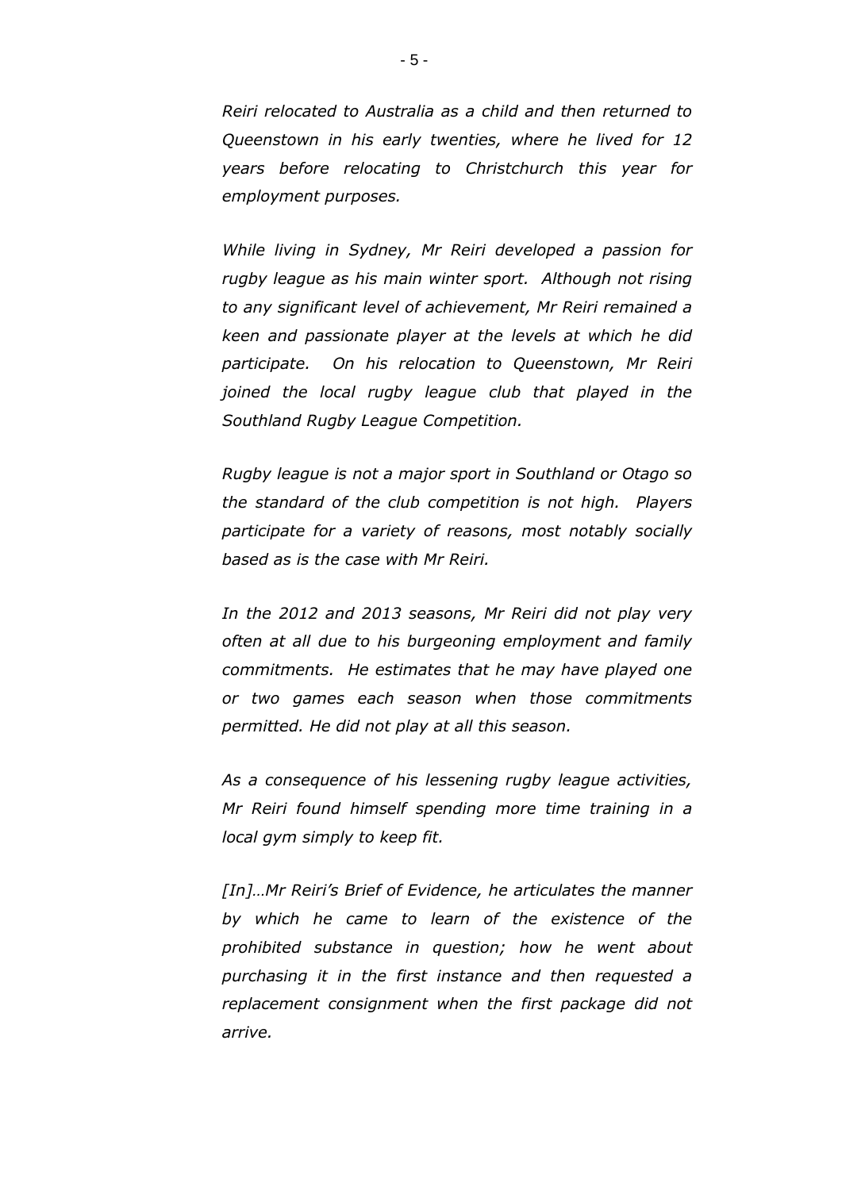*Reiri relocated to Australia as a child and then returned to Queenstown in his early twenties, where he lived for 12 years before relocating to Christchurch this year for employment purposes.*

*While living in Sydney, Mr Reiri developed a passion for rugby league as his main winter sport. Although not rising to any significant level of achievement, Mr Reiri remained a keen and passionate player at the levels at which he did participate. On his relocation to Queenstown, Mr Reiri joined the local rugby league club that played in the Southland Rugby League Competition.*

*Rugby league is not a major sport in Southland or Otago so the standard of the club competition is not high. Players participate for a variety of reasons, most notably socially based as is the case with Mr Reiri.*

*In the 2012 and 2013 seasons, Mr Reiri did not play very often at all due to his burgeoning employment and family commitments. He estimates that he may have played one or two games each season when those commitments permitted. He did not play at all this season.*

*As a consequence of his lessening rugby league activities, Mr Reiri found himself spending more time training in a local gym simply to keep fit.*

*[In]…Mr Reiri's Brief of Evidence, he articulates the manner by which he came to learn of the existence of the prohibited substance in question; how he went about purchasing it in the first instance and then requested a replacement consignment when the first package did not arrive.*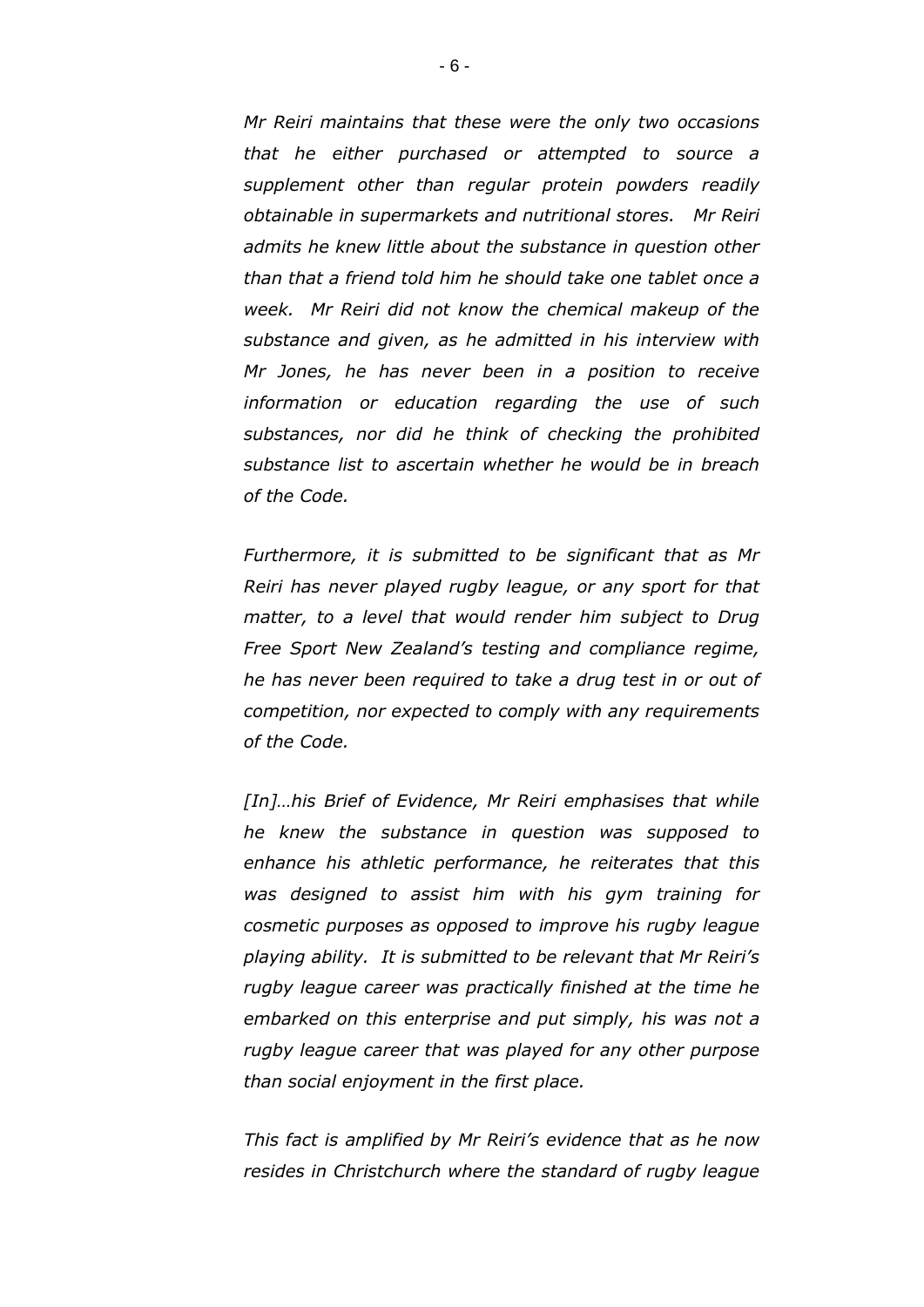*Mr Reiri maintains that these were the only two occasions that he either purchased or attempted to source a supplement other than regular protein powders readily obtainable in supermarkets and nutritional stores. Mr Reiri admits he knew little about the substance in question other than that a friend told him he should take one tablet once a week. Mr Reiri did not know the chemical makeup of the substance and given, as he admitted in his interview with Mr Jones, he has never been in a position to receive information or education regarding the use of such substances, nor did he think of checking the prohibited substance list to ascertain whether he would be in breach of the Code.*

*Furthermore, it is submitted to be significant that as Mr Reiri has never played rugby league, or any sport for that matter, to a level that would render him subject to Drug Free Sport New Zealand's testing and compliance regime, he has never been required to take a drug test in or out of competition, nor expected to comply with any requirements of the Code.*

*[In]…his Brief of Evidence, Mr Reiri emphasises that while he knew the substance in question was supposed to enhance his athletic performance, he reiterates that this was designed to assist him with his gym training for cosmetic purposes as opposed to improve his rugby league playing ability. It is submitted to be relevant that Mr Reiri's rugby league career was practically finished at the time he embarked on this enterprise and put simply, his was not a rugby league career that was played for any other purpose than social enjoyment in the first place.*

*This fact is amplified by Mr Reiri's evidence that as he now resides in Christchurch where the standard of rugby league*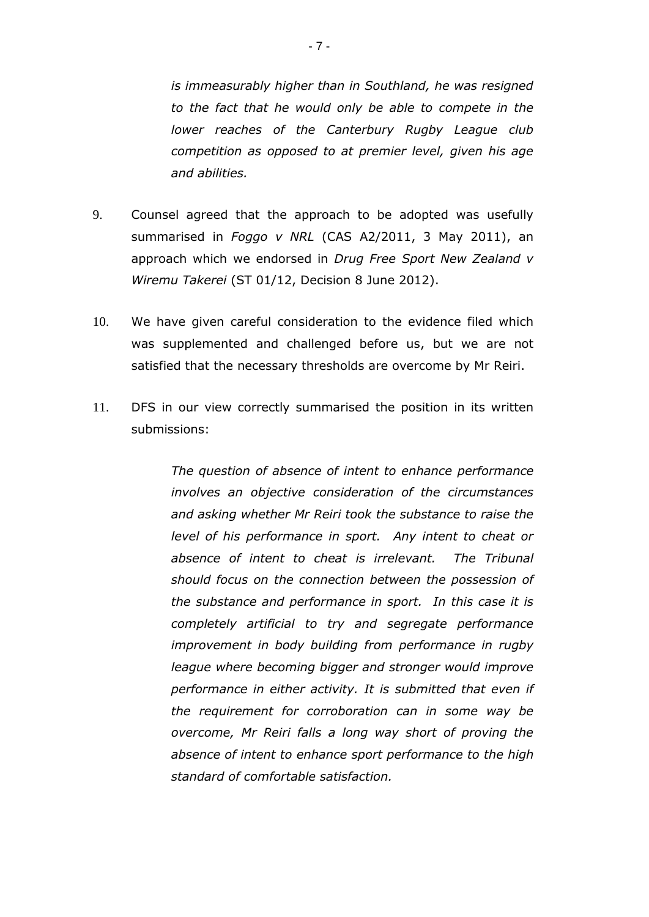*is immeasurably higher than in Southland, he was resigned to the fact that he would only be able to compete in the lower reaches of the Canterbury Rugby League club competition as opposed to at premier level, given his age and abilities.*

9. Counsel agreed that the approach to be adopted was usefully summarised in *Foggo v NRL* (CAS A2/2011, 3 May 2011), an approach which we endorsed in *Drug Free Sport New Zealand v Wiremu Takerei* (ST 01/12, Decision 8 June 2012).

10. We have given careful consideration to the evidence filed which was supplemented and challenged before us, but we are not satisfied that the necessary thresholds are overcome by Mr Reiri.

11. DFS in our view correctly summarised the position in its written submissions:

> *The question of absence of intent to enhance performance involves an objective consideration of the circumstances and asking whether Mr Reiri took the substance to raise the level of his performance in sport. Any intent to cheat or absence of intent to cheat is irrelevant. The Tribunal should focus on the connection between the possession of the substance and performance in sport. In this case it is completely artificial to try and segregate performance improvement in body building from performance in rugby league where becoming bigger and stronger would improve performance in either activity. It is submitted that even if the requirement for corroboration can in some way be overcome, Mr Reiri falls a long way short of proving the absence of intent to enhance sport performance to the high standard of comfortable satisfaction.*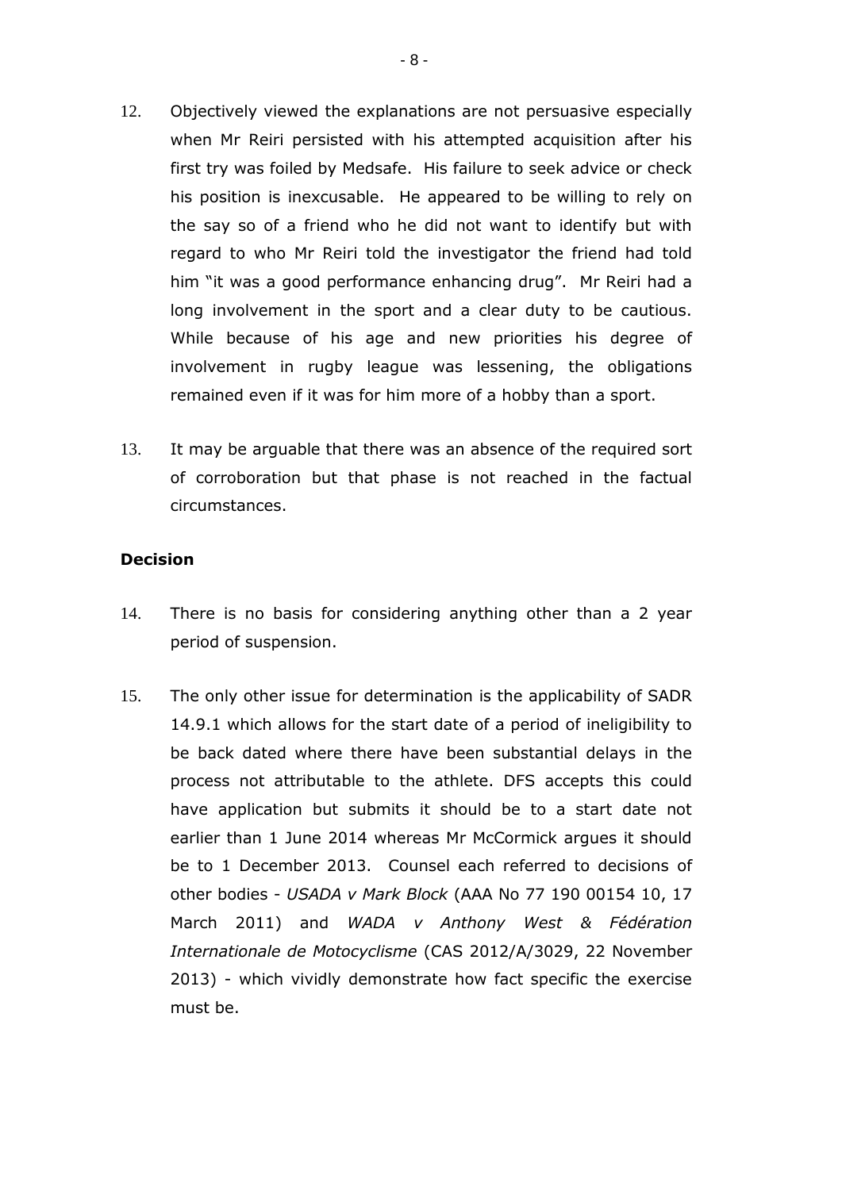12. Objectively viewed the explanations are not persuasive especially when Mr Reiri persisted with his attempted acquisition after his first try was foiled by Medsafe. His failure to seek advice or check his position is inexcusable. He appeared to be willing to rely on the say so of a friend who he did not want to identify but with regard to who Mr Reiri told the investigator the friend had told him "it was a good performance enhancing drug". Mr Reiri had a long involvement in the sport and a clear duty to be cautious. While because of his age and new priorities his degree of involvement in rugby league was lessening, the obligations remained even if it was for him more of a hobby than a sport.

13. It may be arguable that there was an absence of the required sort of corroboration but that phase is not reached in the factual circumstances.

**Decision**

14. There is no basis for considering anything other than a 2 year period of suspension.

15. The only other issue for determination is the applicability of SADR 14.9.1 which allows for the start date of a period of ineligibility to be back dated where there have been substantial delays in the process not attributable to the athlete. DFS accepts this could have application but submits it should be to a start date not earlier than 1 June 2014 whereas Mr McCormick argues it should be to 1 December 2013. Counsel each referred to decisions of other bodies - *USADA v Mark Block* (AAA No 77 190 00154 10, 17 March 2011) and *WADA v Anthony West & Fédération Internationale de Motocyclisme* (CAS 2012/A/3029, 22 November 2013) - which vividly demonstrate how fact specific the exercise must be.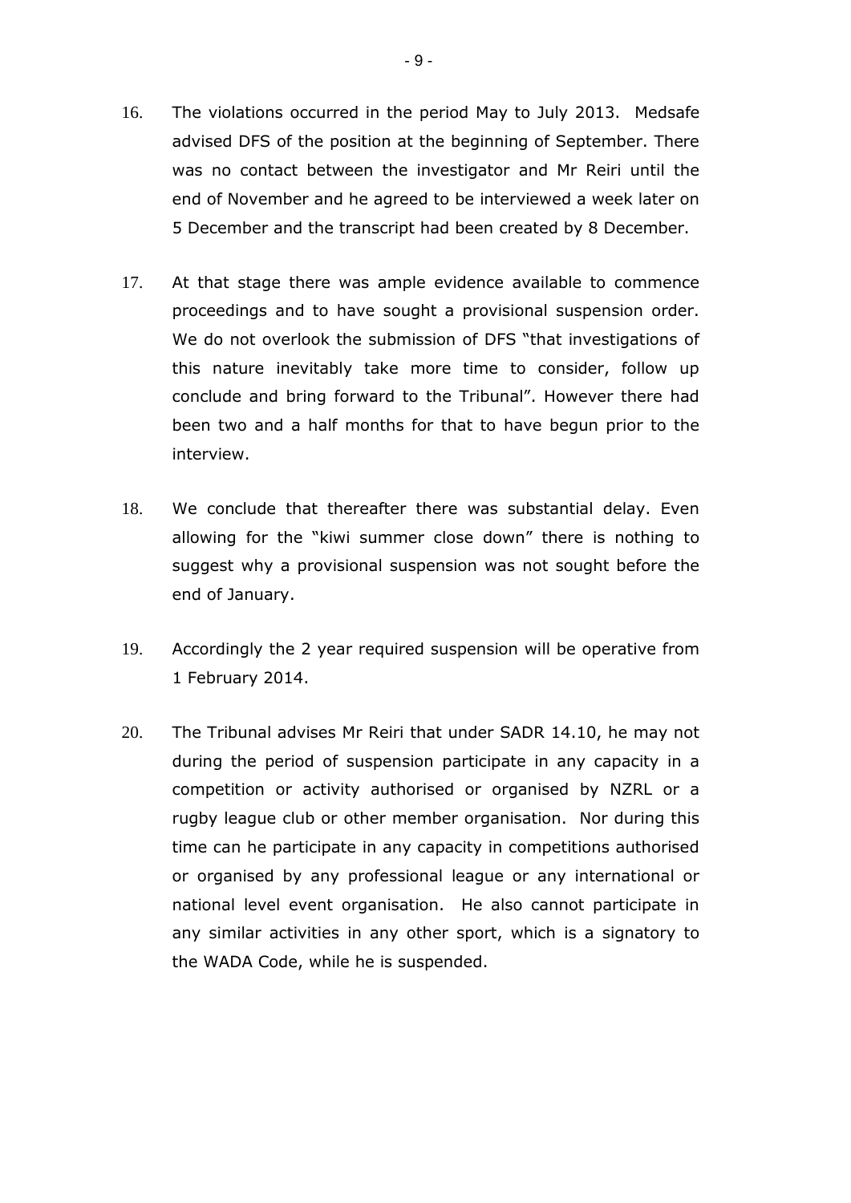16. The violations occurred in the period May to July 2013. Medsafe advised DFS of the position at the beginning of September. There was no contact between the investigator and Mr Reiri until the end of November and he agreed to be interviewed a week later on 5 December and the transcript had been created by 8 December.

17. At that stage there was ample evidence available to commence proceedings and to have sought a provisional suspension order. We do not overlook the submission of DFS "that investigations of this nature inevitably take more time to consider, follow up conclude and bring forward to the Tribunal". However there had been two and a half months for that to have begun prior to the interview.

18. We conclude that thereafter there was substantial delay. Even allowing for the "kiwi summer close down" there is nothing to suggest why a provisional suspension was not sought before the end of January.

19. Accordingly the 2 year required suspension will be operative from 1 February 2014.

20. The Tribunal advises Mr Reiri that under SADR 14.10, he may not during the period of suspension participate in any capacity in a competition or activity authorised or organised by NZRL or a rugby league club or other member organisation. Nor during this time can he participate in any capacity in competitions authorised or organised by any professional league or any international or national level event organisation. He also cannot participate in any similar activities in any other sport, which is a signatory to the WADA Code, while he is suspended.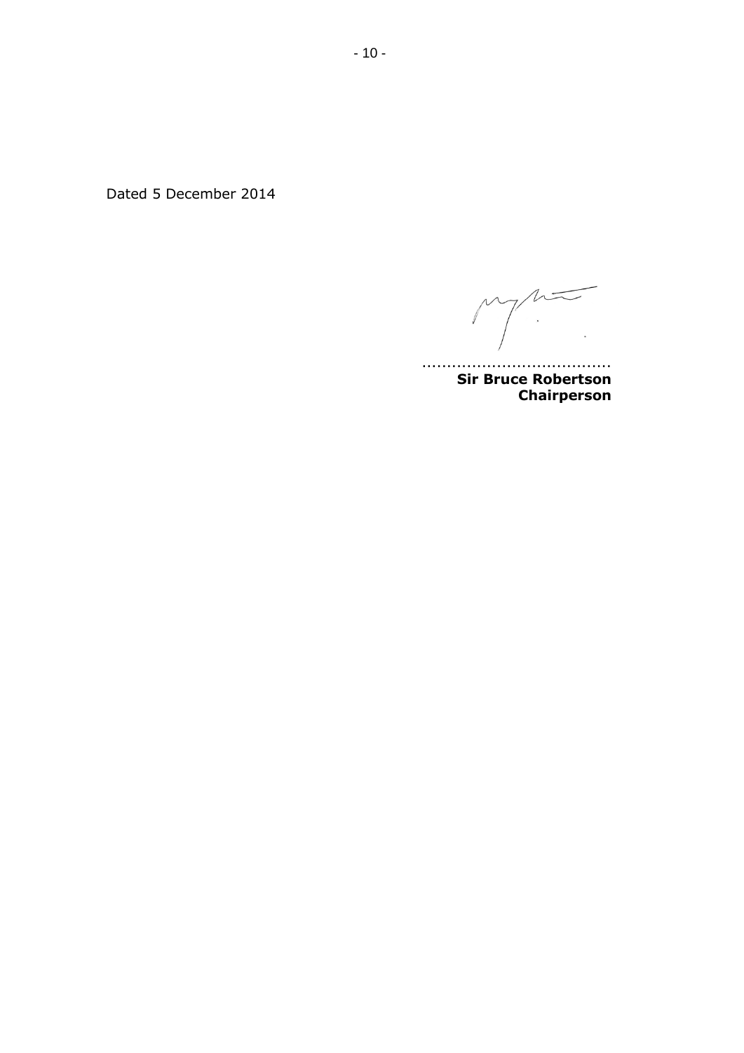Dated 5 December 2014

......................................
**Sir Bruce Robertson**
**Chairperson**